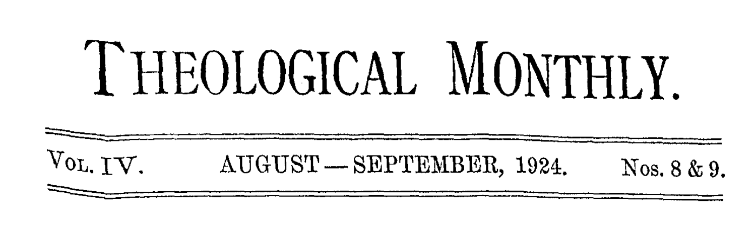# THEOLOGICAL MONTHLY.

Vol. IV. AUGUST — SEPTEMBER, 1924. Nos. 8 & 9.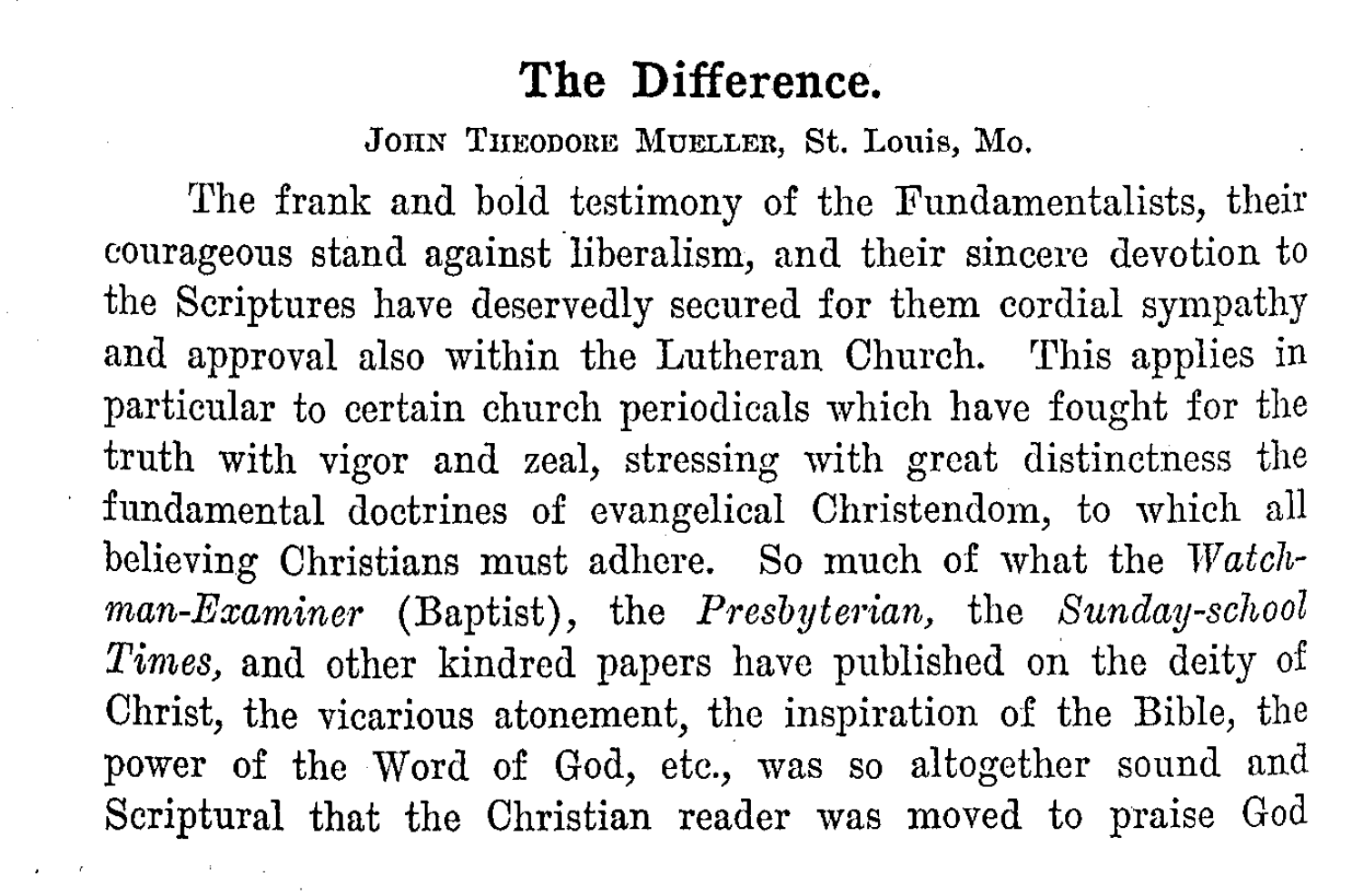# The Difference.

JOHN THEODORE MUELLER, St. Louis, Mo.

The frank and bold testimony of the Fundamentalists, their courageous stand against liberalism, and their sincere devotion to the Scriptures have deservedly secured for them cordial sympathy and approval also within the Lutheran Church. This applies in particular to certain church periodicals which have fought for the truth with vigor and zeal, stressing with great distinctness the fundamental doctrines of evangelical Christendom, to which all believing Christians must adhere. So much of what the *Watchman-Examiner* (Baptist), the *Presbyterian*, the *Sunday-school Times*, and other kindred papers have published on the deity of Christ, the vicarious atonement, the inspiration of the Bible, the power of the Word of God, etc., was so altogether sound and Scriptural that the Christian reader was moved to praise God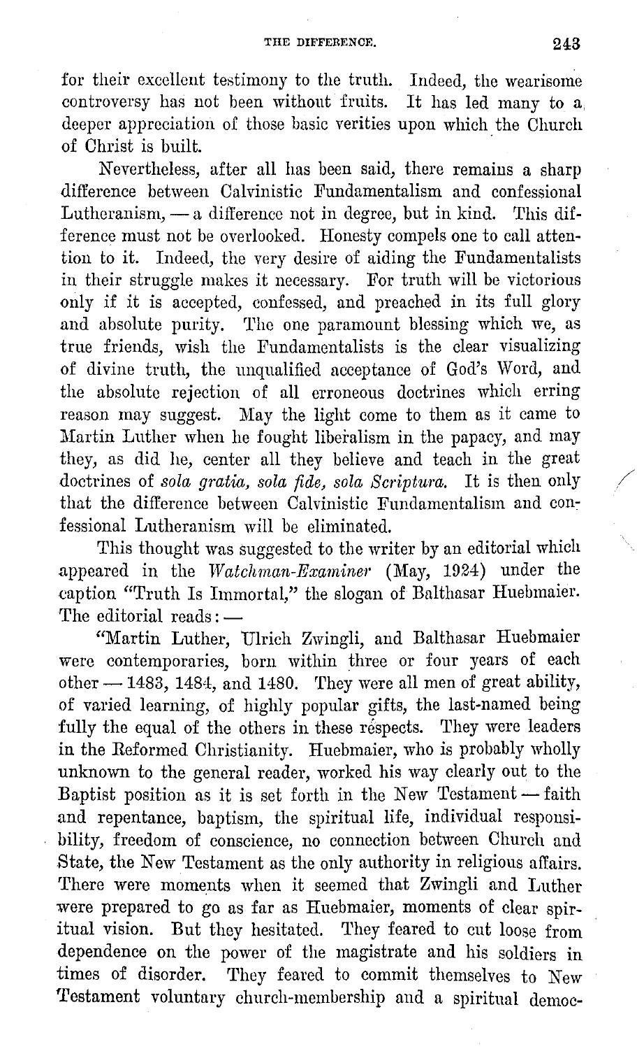for their excellent testimony to the truth. Indeed, the wearisome controversy has not been without fruits. It has led many to a deeper appreciation of those basic verities upon which the Church of Christ is built.

Nevertheless, after all has been said, there remains a sharp difference between Calvinistic Fundamentalism and confessional Lutheranism, — a difference not in degree, but in kind. This difference must not be overlooked. Honesty compels one to call attention to it. Indeed, the very desire of aiding the Fundamentalists in their struggle makes it necessary. For truth will be victorious only if it is accepted, confessed, and preached in its full glory and absolute purity. The one paramount blessing which we, as true friends, wish the Fundamentalists is the clear visualizing of divine truth, the unqualified acceptance of God's Word, and the absolute rejection of all erroneous doctrines which erring reason may suggest. May the light come to them as it came to Martin Luther when he fought liberalism in the papacy, and may they, as did he, center all they believe and teach in the great doctrines of *sola gratia, sola fide, sola Scriptura.* It is then only that the difference between Calvinistic Fundamentalism and confessional Lutheranism will be eliminated.

This thought was suggested to the writer by an editorial which appeared in the *Watchman-Examiner* (May, 1924) under the caption "Truth Is Immortal," the slogan of Balthasar Huebmaier. The editorial reads: —

"Martin Luther, Ulrich Zwingli, and Balthasar Huebmaier were contemporaries, born within three or four years of each other — 1483, 1484, and 1480. They were all men of great ability, of varied learning, of highly popular gifts, the last-named being fully the equal of the others in these respects. They were leaders in the Reformed Christianity. Huebmaier, who is probably wholly unknown to the general reader, worked his way clearly out to the Baptist position as it is set forth in the New Testament — faith and repentance, baptism, the spiritual life, individual responsibility, freedom of conscience, no connection between Church and State, the New Testament as the only authority in religious affairs. There were moments when it seemed that Zwingli and Luther were prepared to go as far as Huebmaier, moments of clear spiritual vision. But they hesitated. They feared to cut loose from dependence on the power of the magistrate and his soldiers in times of disorder. They feared to commit themselves to New Testament voluntary church-membership and a spiritual democ-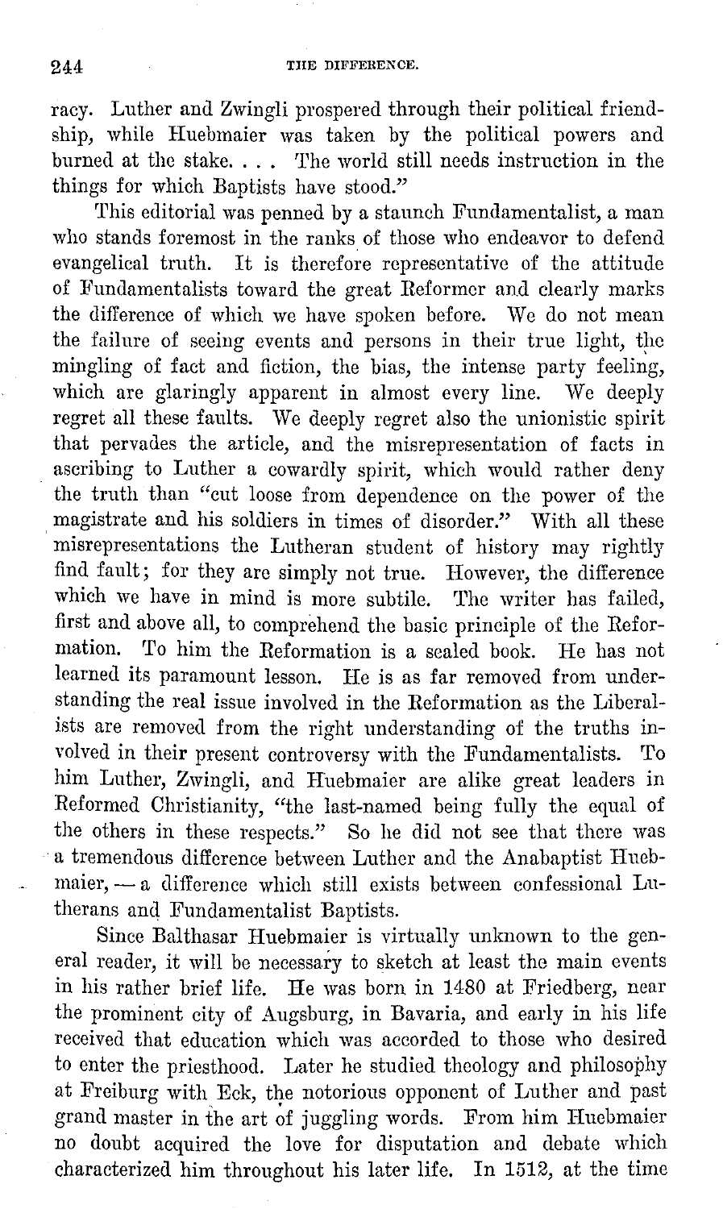racy. Luther and Zwingli prospered through their political friendship, while Huebmaier was taken by the political powers and burned at the stake. . . . The world still needs instruction in the things for which Baptists have stood."

This editorial was penned by a staunch Fundamentalist, a man who stands foremost in the ranks of those who endeavor to defend evangelical truth. It is therefore representative of the attitude of Fundamentalists toward the great Reformer and clearly marks the difference of which we have spoken before. We do not mean the failure of seeing events and persons in their true light, the mingling of fact and fiction, the bias, the intense party feeling, which are glaringly apparent in almost every line. We deeply regret all these faults. We deeply regret also the unionistic spirit that pervades the article, and the misrepresentation of facts in ascribing to Luther a cowardly spirit, which would rather deny the truth than "cut loose from dependence on the power of the magistrate and his soldiers in times of disorder." With all these misrepresentations the Lutheran student of history may rightly find fault; for they are simply not true. However, the difference which we have in mind is more subtile. The writer has failed, first and above all, to comprehend the basic principle of the Reformation. To him the Reformation is a sealed book. He has not learned its paramount lesson. He is as far removed from understanding the real issue involved in the Reformation as the Liberalists are removed from the right understanding of the truths involved in their present controversy with the Fundamentalists. To him Luther, Zwingli, and Huebmaier are alike great leaders in Reformed Christianity, "the last-named being fully the equal of the others in these respects." So he did not see that there was a tremendous difference between Luther and the Anabaptist Huebmaier, — a difference which still exists between confessional Lutherans and Fundamentalist Baptists.

Since Balthasar Huebmaier is virtually unknown to the general reader, it will be necessary to sketch at least the main events in his rather brief life. He was born in 1480 at Friedberg, near the prominent city of Augsburg, in Bavaria, and early in his life received that education which was accorded to those who desired to enter the priesthood. Later he studied theology and philosophy at Freiburg with Eck, the notorious opponent of Luther and past grand master in the art of juggling words. From him Huebmaier no doubt acquired the love for disputation and debate which characterized him throughout his later life. In 1512, at the time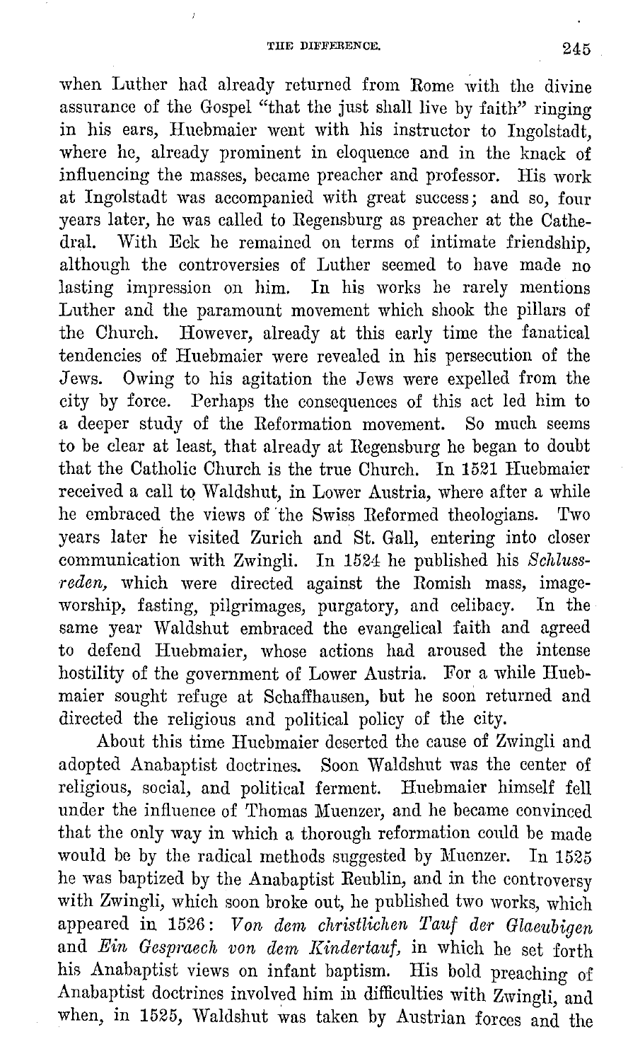when Luther had already returned from Rome with the divine assurance of the Gospel "that the just shall live by faith" ringing in his ears, Huebmaier went with his instructor to Ingolstadt, where he, already prominent in eloquence and in the knack of influencing the masses, became preacher and professor. His work at Ingolstadt was accompanied with great success; and so, four years later, he was called to Regensburg as preacher at the Cathedral. With Eck he remained on terms of intimate friendship, although the controversies of Luther seemed to have made no lasting impression on him. In his works he rarely mentions Luther and the paramount movement which shook the pillars of the Church. However, already at this early time the fanatical tendencies of Huebmaier were revealed in his persecution of the Jews. Owing to his agitation the Jews were expelled from the city by force. Perhaps the consequences of this act led him to a deeper study of the Reformation movement. So much seems to be clear at least, that already at Regensburg he began to doubt that the Catholic Church is the true Church. In 1521 Huebmaier received a call to Waldshut, in Lower Austria, where after a while he embraced the views of the Swiss Reformed theologians. Two years later he visited Zurich and St. Gall, entering into closer communication with Zwingli. In 1524 he published his *Schlussreden,* which were directed against the Romish mass, image-worship, fasting, pilgrimages, purgatory, and celibacy. In the same year Waldshut embraced the evangelical faith and agreed to defend Huebmaier, whose actions had aroused the intense hostility of the government of Lower Austria. For a while Huebmaier sought refuge at Schaffhausen, but he soon returned and directed the religious and political policy of the city.

About this time Huebmaier deserted the cause of Zwingli and adopted Anabaptist doctrines. Soon Waldshut was the center of religious, social, and political ferment. Huebmaier himself fell under the influence of Thomas Muenzer, and he became convinced that the only way in which a thorough reformation could be made would be by the radical methods suggested by Muenzer. In 1525 he was baptized by the Anabaptist Reublin, and in the controversy with Zwingli, which soon broke out, he published two works, which appeared in 1526: *Von dem christlichen Tauf der Glaeubigen* and *Ein Gespraech von dem Kindertauf,* in which he set forth his Anabaptist views on infant baptism. His bold preaching of Anabaptist doctrines involved him in difficulties with Zwingli, and when, in 1525, Waldshut was taken by Austrian forces and the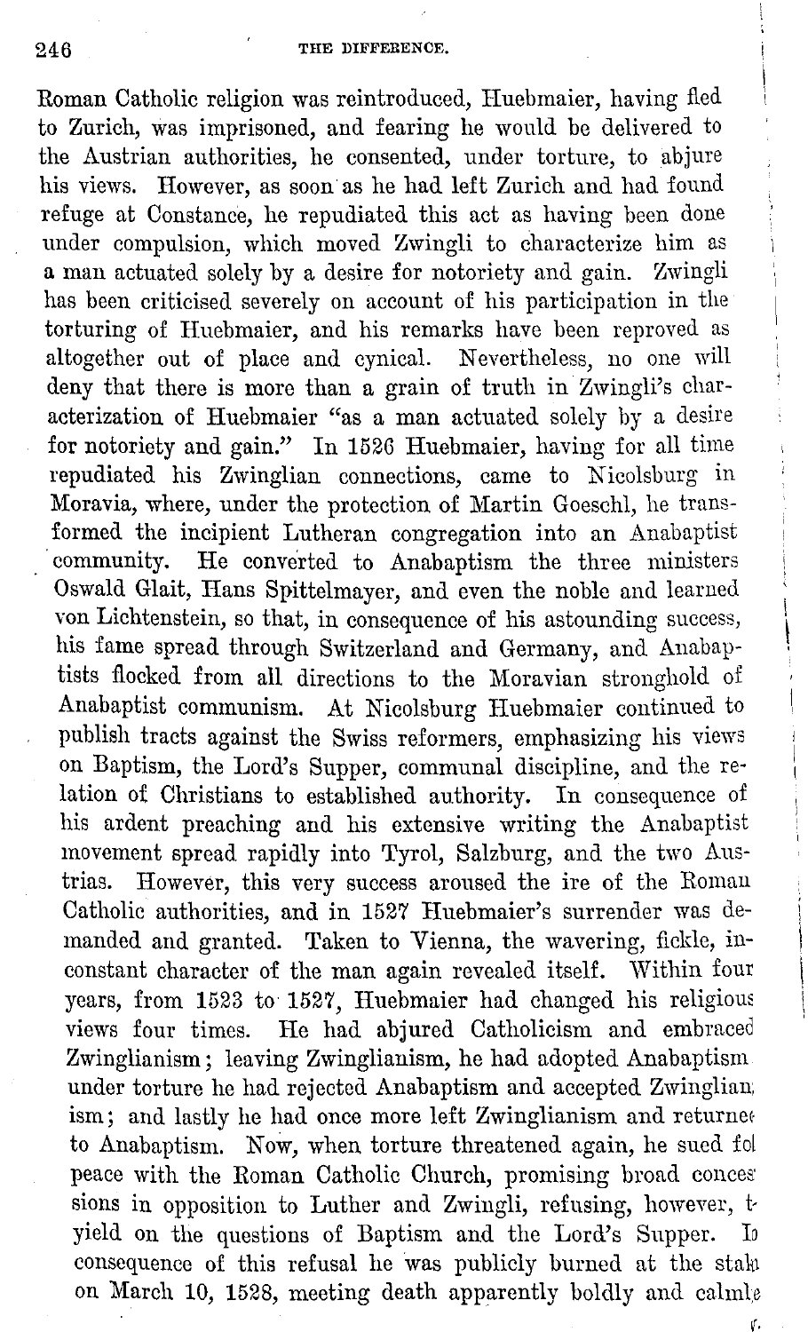Roman Catholic religion was reintroduced, Huebmaier, having fled to Zurich, was imprisoned, and fearing he would be delivered to the Austrian authorities, he consented, under torture, to abjure his views. However, as soon as he had left Zurich and had found refuge at Constance, he repudiated this act as having been done under compulsion, which moved Zwingli to characterize him as a man actuated solely by a desire for notoriety and gain. Zwingli has been criticised severely on account of his participation in the torturing of Huebmaier, and his remarks have been reproved as altogether out of place and cynical. Nevertheless, no one will deny that there is more than a grain of truth in Zwingli's characterization of Huebmaier "as a man actuated solely by a desire for notoriety and gain." In 1526 Huebmaier, having for all time repudiated his Zwinglian connections, came to Nicolsburg in Moravia, where, under the protection of Martin Goeschl, he transformed the incipient Lutheran congregation into an Anabaptist community. He converted to Anabaptism the three ministers Oswald Glait, Hans Spittelmayer, and even the noble and learned von Lichtenstein, so that, in consequence of his astounding success, his fame spread through Switzerland and Germany, and Anabaptists flocked from all directions to the Moravian stronghold of Anabaptist communism. At Nicolsburg Huebmaier continued to publish tracts against the Swiss reformers, emphasizing his views on Baptism, the Lord's Supper, communal discipline, and the relation of Christians to established authority. In consequence of his ardent preaching and his extensive writing the Anabaptist movement spread rapidly into Tyrol, Salzburg, and the two Austrias. However, this very success aroused the ire of the Roman Catholic authorities, and in 1527 Huebmaier's surrender was demanded and granted. Taken to Vienna, the wavering, fickle, inconstant character of the man again revealed itself. Within four years, from 1523 to 1527, Huebmaier had changed his religious views four times. He had abjured Catholicism and embraced Zwinglianism; leaving Zwinglianism, he had adopted Anabaptism under torture he had rejected Anabaptism and accepted Zwinglianism; and lastly he had once more left Zwinglianism and returned to Anabaptism. Now, when torture threatened again, he sued for peace with the Roman Catholic Church, promising broad concessions in opposition to Luther and Zwingli, refusing, however, to yield on the questions of Baptism and the Lord's Supper. In consequence of this refusal he was publicly burned at the stake on March 10, 1528, meeting death apparently boldly and calmly.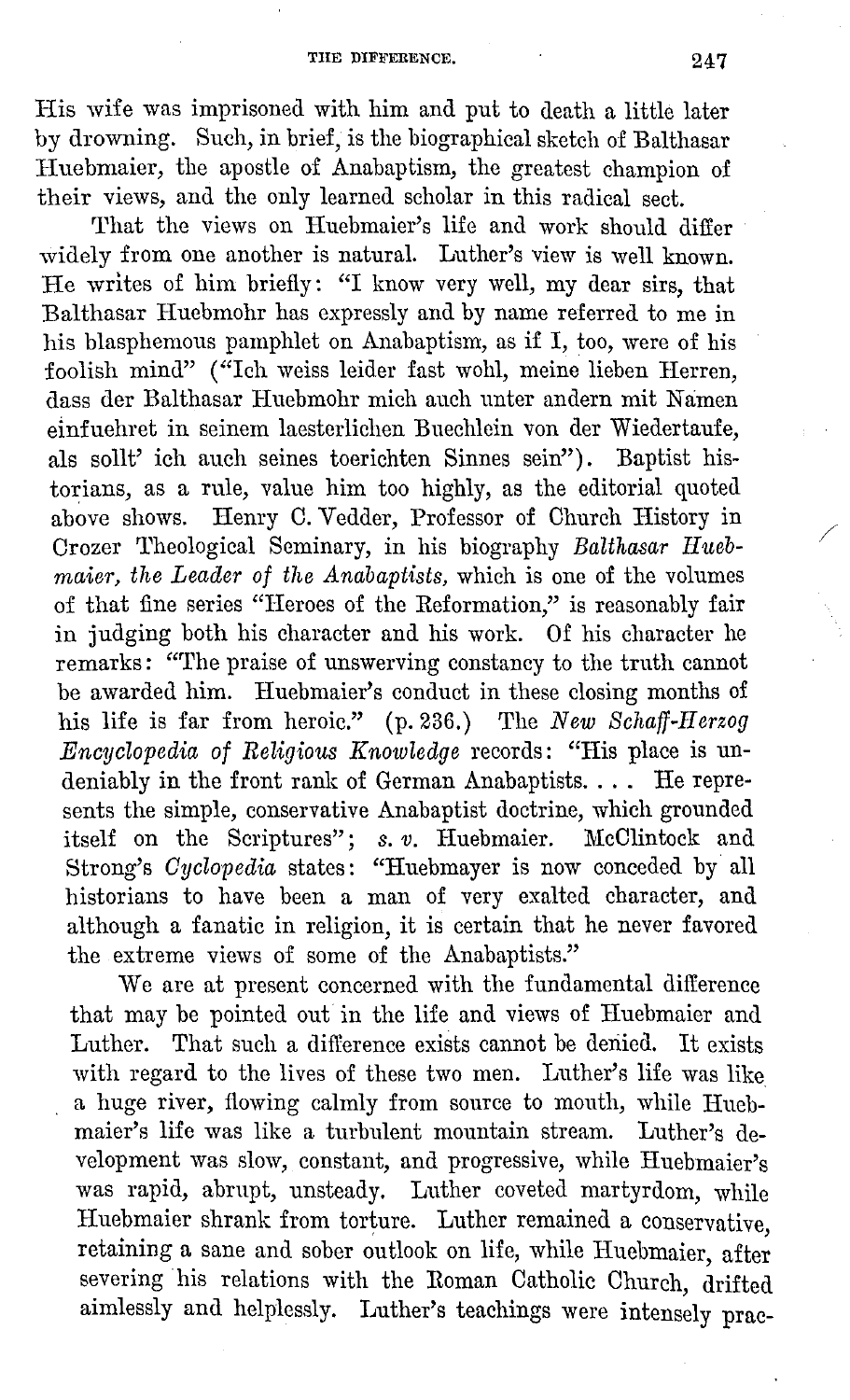His wife was imprisoned with him and put to death a little later by drowning. Such, in brief, is the biographical sketch of Balthasar Huebmaier, the apostle of Anabaptism, the greatest champion of their views, and the only learned scholar in this radical sect.

That the views on Huebmaier's life and work should differ widely from one another is natural. Luther's view is well known. He writes of him briefly: "I know very well, my dear sirs, that Balthasar Huebmohr has expressly and by name referred to me in his blasphemous pamphlet on Anabaptism, as if I, too, were of his foolish mind" ("Ich weiss leider fast wohl, meine lieben Herren, dass der Balthasar Huebmohr mich auch unter andern mit Namen einfuehret in seinem laesterlichen Buechlein von der Wiedertaufe, als sollt' ich auch seines toerichten Sinnes sein"). Baptist historians, as a rule, value him too highly, as the editorial quoted above shows. Henry C. Vedder, Professor of Church History in Crozer Theological Seminary, in his biography *Balthasar Huebmaier, the Leader of the Anabaptists,* which is one of the volumes of that fine series "Heroes of the Reformation," is reasonably fair in judging both his character and his work. Of his character he remarks: "The praise of unswerving constancy to the truth cannot be awarded him. Huebmaier's conduct in these closing months of his life is far from heroic." (p. 236.) The *New Schaff-Herzog Encyclopedia of Religious Knowledge* records: "His place is undeniably in the front rank of German Anabaptists. . . . He represents the simple, conservative Anabaptist doctrine, which grounded itself on the Scriptures"; *s. v.* Huebmaier. McClintock and Strong's *Cyclopedia* states: "Huebmayer is now conceded by all historians to have been a man of very exalted character, and although a fanatic in religion, it is certain that he never favored the extreme views of some of the Anabaptists."

We are at present concerned with the fundamental difference that may be pointed out in the life and views of Huebmaier and Luther. That such a difference exists cannot be denied. It exists with regard to the lives of these two men. Luther's life was like a huge river, flowing calmly from source to mouth, while Huebmaier's life was like a turbulent mountain stream. Luther's development was slow, constant, and progressive, while Huebmaier's was rapid, abrupt, unsteady. Luther coveted martyrdom, while Huebmaier shrank from torture. Luther remained a conservative, retaining a sane and sober outlook on life, while Huebmaier, after severing his relations with the Roman Catholic Church, drifted aimlessly and helplessly. Luther's teachings were intensely prac-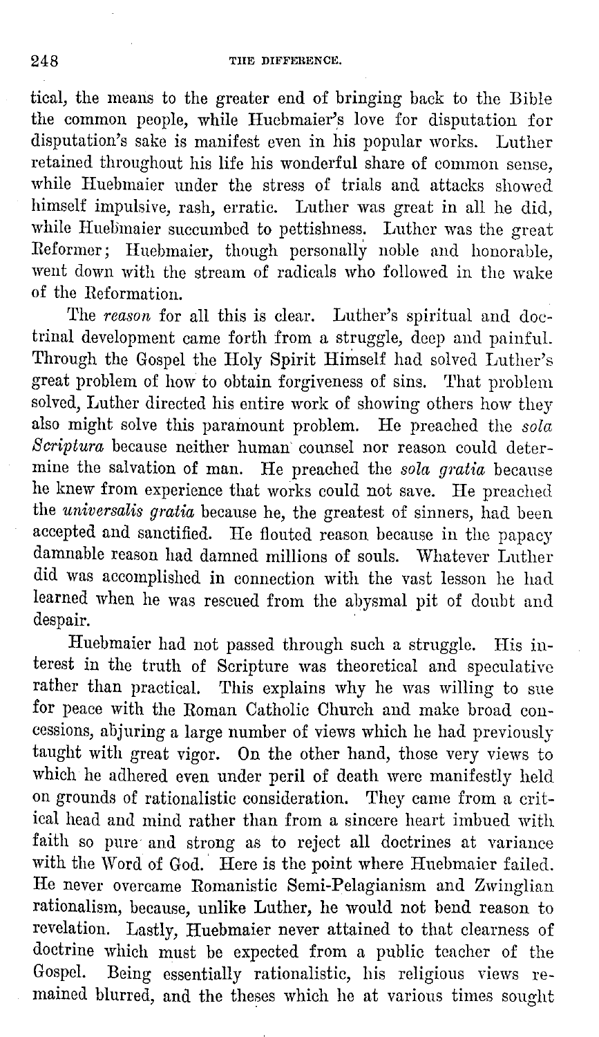tical, the means to the greater end of bringing back to the Bible the common people, while Huebmaier's love for disputation for disputation's sake is manifest even in his popular works. Luther retained throughout his life his wonderful share of common sense, while Huebmaier under the stress of trials and attacks showed himself impulsive, rash, erratic. Luther was great in all he did, while Huebmaier succumbed to pettishness. Luther was the great Reformer; Huebmaier, though personally noble and honorable, went down with the stream of radicals who followed in the wake of the Reformation.

The *reason* for all this is clear. Luther's spiritual and doctrinal development came forth from a struggle, deep and painful. Through the Gospel the Holy Spirit Himself had solved Luther's great problem of how to obtain forgiveness of sins. That problem solved, Luther directed his entire work of showing others how they also might solve this paramount problem. He preached the *sola Scriptura* because neither human counsel nor reason could determine the salvation of man. He preached the *sola gratia* because he knew from experience that works could not save. He preached the *universalis gratia* because he, the greatest of sinners, had been accepted and sanctified. He flouted reason because in the papacy damnable reason had damned millions of souls. Whatever Luther did was accomplished in connection with the vast lesson he had learned when he was rescued from the abysmal pit of doubt and despair.

Huebmaier had not passed through such a struggle. His interest in the truth of Scripture was theoretical and speculative rather than practical. This explains why he was willing to sue for peace with the Roman Catholic Church and make broad concessions, abjuring a large number of views which he had previously taught with great vigor. On the other hand, those very views to which he adhered even under peril of death were manifestly held on grounds of rationalistic consideration. They came from a critical head and mind rather than from a sincere heart imbued with faith so pure and strong as to reject all doctrines at variance with the Word of God. Here is the point where Huebmaier failed. He never overcame Romanistic Semi-Pelagianism and Zwinglian rationalism, because, unlike Luther, he would not bend reason to revelation. Lastly, Huebmaier never attained to that clearness of doctrine which must be expected from a public teacher of the Gospel. Being essentially rationalistic, his religious views remained blurred, and the theses which he at various times sought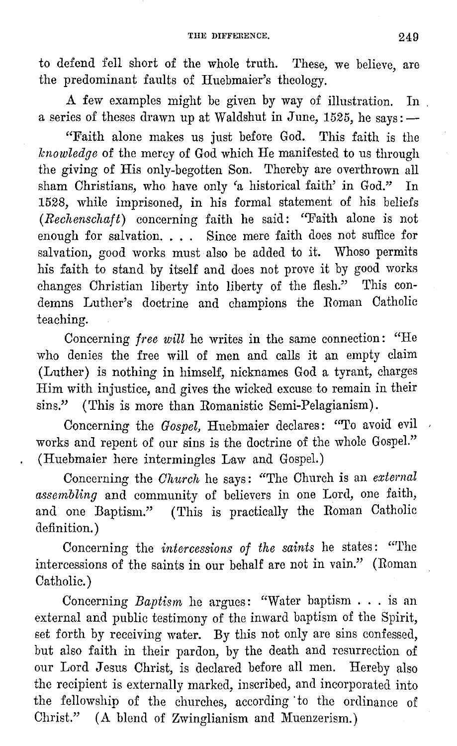to defend fell short of the whole truth. These, we believe, are the predominant faults of Huebmaier's theology.

A few examples might be given by way of illustration. In a series of theses drawn up at Waldshut in June, 1525, he says: —

"Faith alone makes us just before God. This faith is the *knowledge* of the mercy of God which He manifested to us through the giving of His only-begotten Son. Thereby are overthrown all sham Christians, who have only 'a historical faith' in God." In 1528, while imprisoned, in his formal statement of his beliefs (*Rechenschaft*) concerning faith he said: "Faith alone is not enough for salvation. . . . Since mere faith does not suffice for salvation, good works must also be added to it. Whoso permits his faith to stand by itself and does not prove it by good works changes Christian liberty into liberty of the flesh." This condemns Luther's doctrine and champions the Roman Catholic teaching.

Concerning *free will* he writes in the same connection: "He who denies the free will of men and calls it an empty claim (Luther) is nothing in himself, nicknames God a tyrant, charges Him with injustice, and gives the wicked excuse to remain in their sins." (This is more than Romanistic Semi-Pelagianism).

Concerning the *Gospel*, Huebmaier declares: "To avoid evil works and repent of our sins is the doctrine of the whole Gospel." (Huebmaier here intermingles Law and Gospel.)

Concerning the *Church* he says: "The Church is an *external assembling* and community of believers in one Lord, one faith, and one Baptism." (This is practically the Roman Catholic definition.)

Concerning the *intercessions of the saints* he states: "The intercessions of the saints in our behalf are not in vain." (Roman Catholic.)

Concerning *Baptism* he argues: "Water baptism . . . is an external and public testimony of the inward baptism of the Spirit, set forth by receiving water. By this not only are sins confessed, but also faith in their pardon, by the death and resurrection of our Lord Jesus Christ, is declared before all men. Hereby also the recipient is externally marked, inscribed, and incorporated into the fellowship of the churches, according to the ordinance of Christ." (A blend of Zwinglianism and Muenzerism.)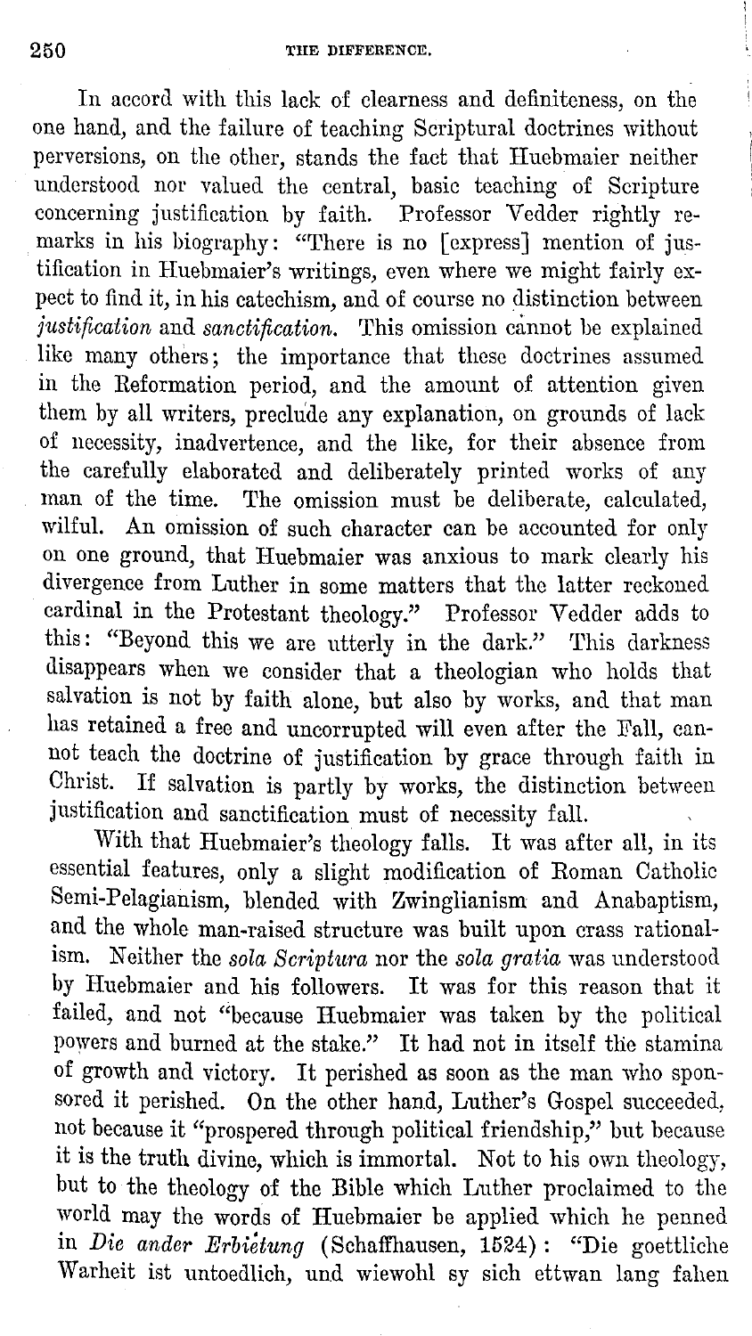In accord with this lack of clearness and definiteness, on the one hand, and the failure of teaching Scriptural doctrines without perversions, on the other, stands the fact that Huebmaier neither understood nor valued the central, basic teaching of Scripture concerning justification by faith. Professor Vedder rightly remarks in his biography: "There is no [express] mention of justification in Huebmaier's writings, even where we might fairly expect to find it, in his catechism, and of course no distinction between *justification* and *sanctification.* This omission cannot be explained like many others; the importance that these doctrines assumed in the Reformation period, and the amount of attention given them by all writers, preclude any explanation, on grounds of lack of necessity, inadvertence, and the like, for their absence from the carefully elaborated and deliberately printed works of any man of the time. The omission must be deliberate, calculated, wilful. An omission of such character can be accounted for only on one ground, that Huebmaier was anxious to mark clearly his divergence from Luther in some matters that the latter reckoned cardinal in the Protestant theology." Professor Vedder adds to this: "Beyond this we are utterly in the dark." This darkness disappears when we consider that a theologian who holds that salvation is not by faith alone, but also by works, and that man has retained a free and uncorrupted will even after the Fall, cannot teach the doctrine of justification by grace through faith in Christ. If salvation is partly by works, the distinction between justification and sanctification must of necessity fall.

With that Huebmaier's theology falls. It was after all, in its essential features, only a slight modification of Roman Catholic Semi-Pelagianism, blended with Zwinglianism and Anabaptism, and the whole man-raised structure was built upon crass rationalism. Neither the *sola Scriptura* nor the *sola gratia* was understood by Huebmaier and his followers. It was for this reason that it failed, and not "because Huebmaier was taken by the political powers and burned at the stake." It had not in itself the stamina of growth and victory. It perished as soon as the man who sponsored it perished. On the other hand, Luther's Gospel succeeded, not because it "prospered through political friendship," but because it is the truth divine, which is immortal. Not to his own theology, but to the theology of the Bible which Luther proclaimed to the world may the words of Huebmaier be applied which he penned in *Die ander Erbietung* (Schaffhausen, 1524): "Die goettliche Warheit ist untoedlich, und wiewohl sy sich ettwan lang fahen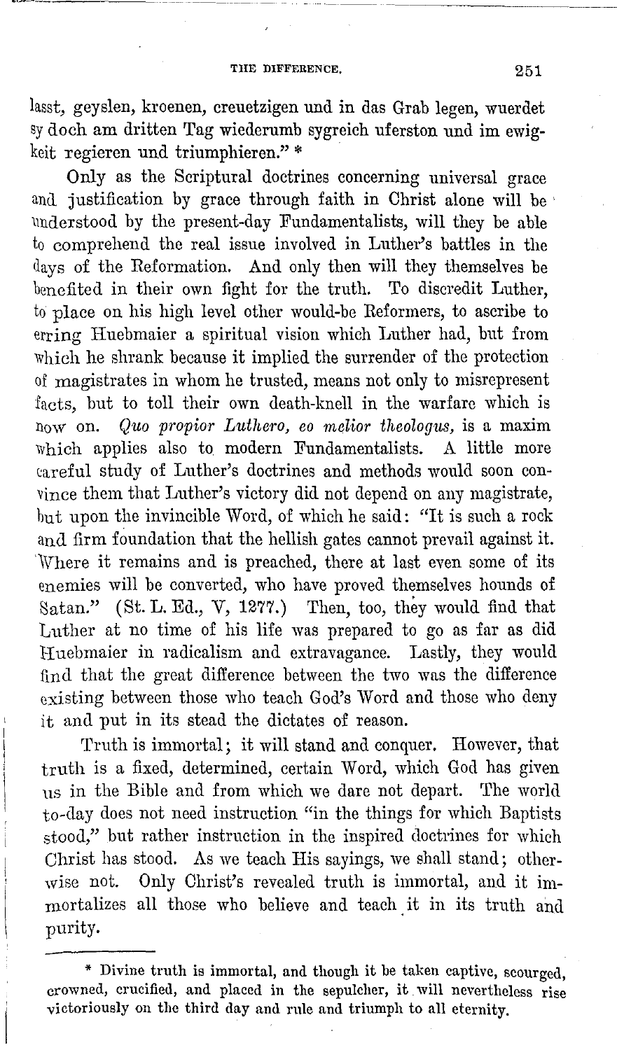lasst, geyslen, kroenen, creuetzigen und in das Grab legen, wuerdet sy doch am dritten Tag wiederumb sygreich uferston und im ewigkeit regieren und triumphieren." *

Only as the Scriptural doctrines concerning universal grace and justification by grace through faith in Christ alone will be understood by the present-day Fundamentalists, will they be able to comprehend the real issue involved in Luther's battles in the days of the Reformation. And only then will they themselves be benefited in their own fight for the truth. To discredit Luther, to place on his high level other would-be Reformers, to ascribe to erring Huebmaier a spiritual vision which Luther had, but from which he shrank because it implied the surrender of the protection of magistrates in whom he trusted, means not only to misrepresent facts, but to toll their own death-knell in the warfare which is now on. *Quo propior Luthero, eo melior theologus,* is a maxim which applies also to modern Fundamentalists. A little more careful study of Luther's doctrines and methods would soon convince them that Luther's victory did not depend on any magistrate, but upon the invincible Word, of which he said: "It is such a rock and firm foundation that the hellish gates cannot prevail against it. Where it remains and is preached, there at last even some of its enemies will be converted, who have proved themselves hounds of Satan." (St. L. Ed., V, 1277.) Then, too, they would find that Luther at no time of his life was prepared to go as far as did Huebmaier in radicalism and extravagance. Lastly, they would find that the great difference between the two was the difference existing between those who teach God's Word and those who deny it and put in its stead the dictates of reason.

Truth is immortal; it will stand and conquer. However, that truth is a fixed, determined, certain Word, which God has given us in the Bible and from which we dare not depart. The world to-day does not need instruction "in the things for which Baptists stood," but rather instruction in the inspired doctrines for which Christ has stood. As we teach His sayings, we shall stand; otherwise not. Only Christ's revealed truth is immortal, and it immortalizes all those who believe and teach it in its truth and purity.

---

\* Divine truth is immortal, and though it be taken captive, scourged, crowned, crucified, and placed in the sepulcher, it will nevertheless rise victoriously on the third day and rule and triumph to all eternity.